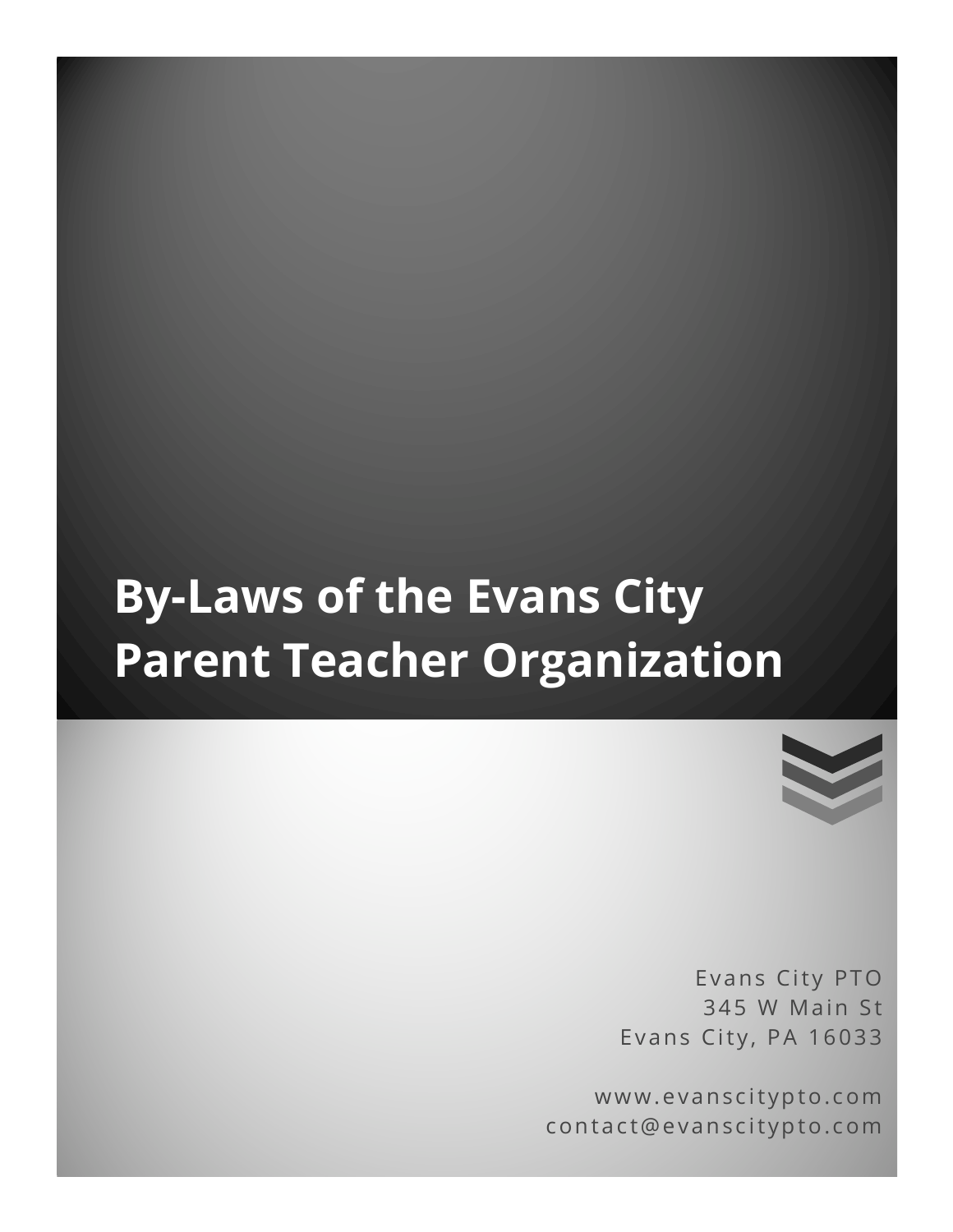# By-Laws of the Evans City Parent Teacher Organization

Evans City PTO
345 W Main St
Evans City, PA 16033

www.evanscitypto.com
contact@evanscitypto.com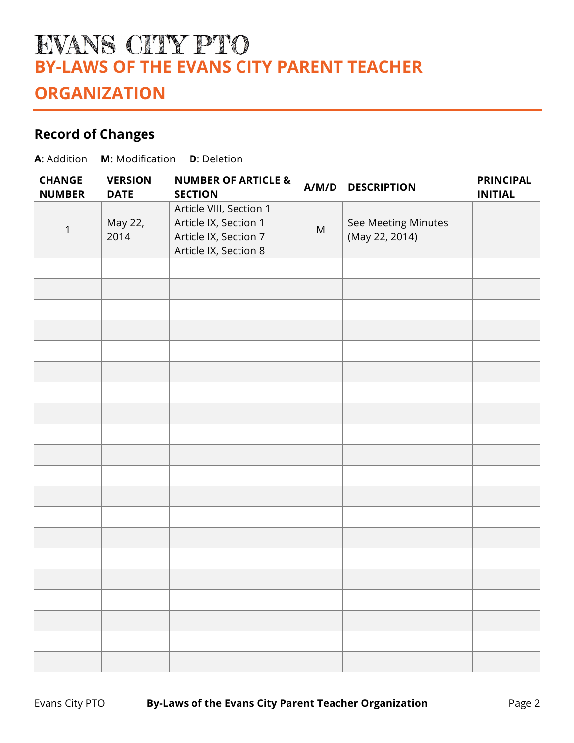# EVANS CITY PTO

# BY-LAWS OF THE EVANS CITY PARENT TEACHER ORGANIZATION

## Record of Changes

**A**: Addition **M**: Modification **D**: Deletion

| CHANGE NUMBER | VERSION DATE | NUMBER OF ARTICLE & SECTION | A/M/D | DESCRIPTION | PRINCIPAL INITIAL |
|---|---|---|---|---|---|
| 1 | May 22, 2014 | Article VIII, Section 1<br>Article IX, Section 1<br>Article IX, Section 7<br>Article IX, Section 8 | M | See Meeting Minutes (May 22, 2014) | |
| | | | | | |
| | | | | | |
| | | | | | |
| | | | | | |
| | | | | | |
| | | | | | |
| | | | | | |
| | | | | | |
| | | | | | |
| | | | | | |
| | | | | | |
| | | | | | |
| | | | | | |
| | | | | | |
| | | | | | |
| | | | | | |
| | | | | | |
| | | | | | |
| | | | | | |
| | | | | | |
| | | | | | |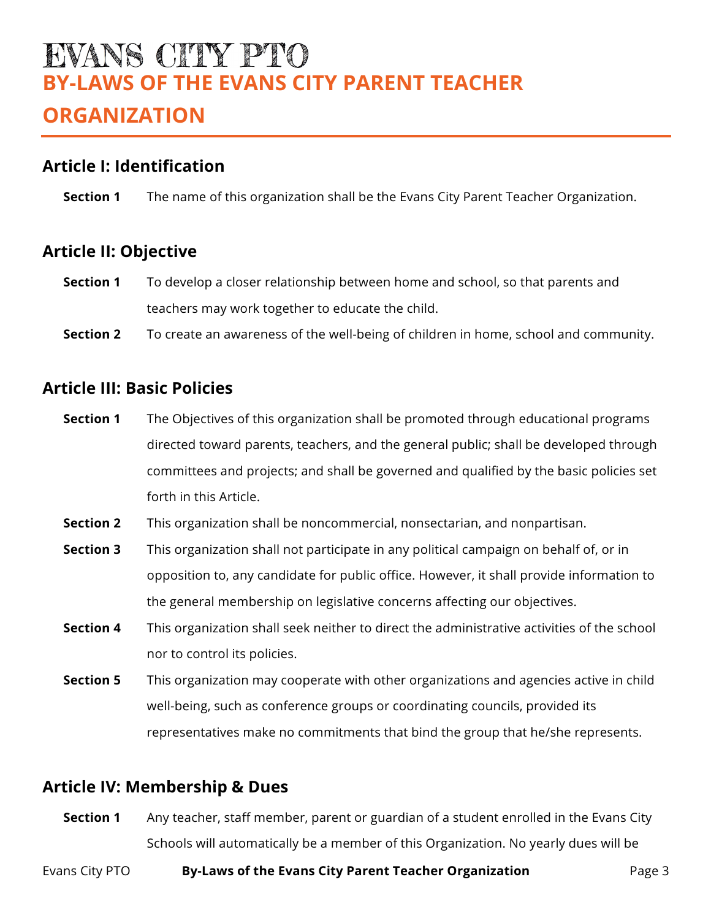# EVANS CITY PTO

# BY-LAWS OF THE EVANS CITY PARENT TEACHER ORGANIZATION

## Article I: Identification

**Section 1** The name of this organization shall be the Evans City Parent Teacher Organization.

## Article II: Objective

**Section 1** To develop a closer relationship between home and school, so that parents and teachers may work together to educate the child.

**Section 2** To create an awareness of the well-being of children in home, school and community.

## Article III: Basic Policies

**Section 1** The Objectives of this organization shall be promoted through educational programs directed toward parents, teachers, and the general public; shall be developed through committees and projects; and shall be governed and qualified by the basic policies set forth in this Article.

**Section 2** This organization shall be noncommercial, nonsectarian, and nonpartisan.

**Section 3** This organization shall not participate in any political campaign on behalf of, or in opposition to, any candidate for public office. However, it shall provide information to the general membership on legislative concerns affecting our objectives.

**Section 4** This organization shall seek neither to direct the administrative activities of the school nor to control its policies.

**Section 5** This organization may cooperate with other organizations and agencies active in child well-being, such as conference groups or coordinating councils, provided its representatives make no commitments that bind the group that he/she represents.

## Article IV: Membership & Dues

**Section 1** Any teacher, staff member, parent or guardian of a student enrolled in the Evans City Schools will automatically be a member of this Organization. No yearly dues will be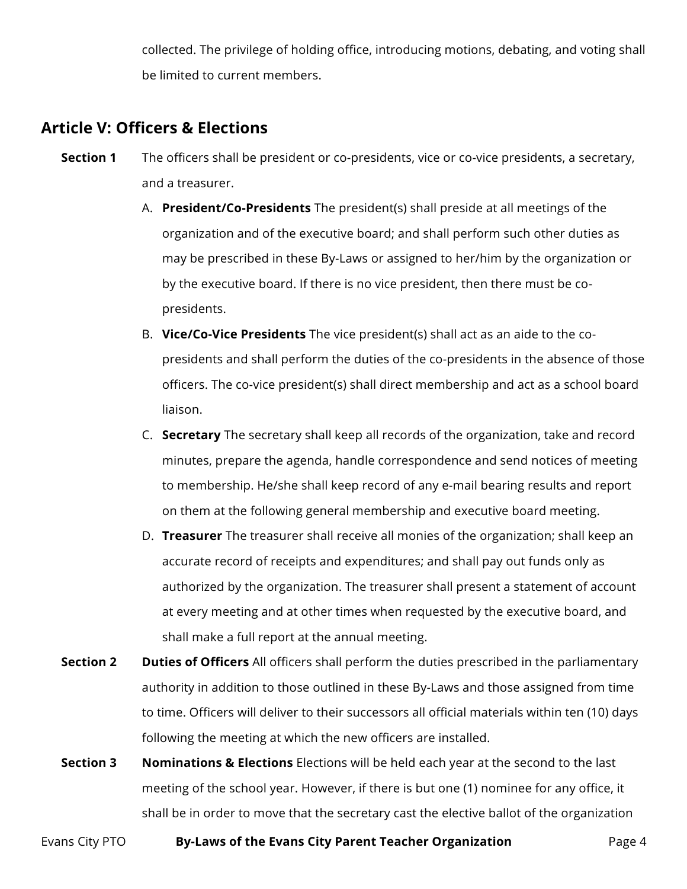collected. The privilege of holding office, introducing motions, debating, and voting shall be limited to current members.

## Article V: Officers & Elections

**Section 1** The officers shall be president or co-presidents, vice or co-vice presidents, a secretary, and a treasurer.

A. **President/Co-Presidents** The president(s) shall preside at all meetings of the organization and of the executive board; and shall perform such other duties as may be prescribed in these By-Laws or assigned to her/him by the organization or by the executive board. If there is no vice president, then there must be co-presidents.

B. **Vice/Co-Vice Presidents** The vice president(s) shall act as an aide to the co-presidents and shall perform the duties of the co-presidents in the absence of those officers. The co-vice president(s) shall direct membership and act as a school board liaison.

C. **Secretary** The secretary shall keep all records of the organization, take and record minutes, prepare the agenda, handle correspondence and send notices of meeting to membership. He/she shall keep record of any e-mail bearing results and report on them at the following general membership and executive board meeting.

D. **Treasurer** The treasurer shall receive all monies of the organization; shall keep an accurate record of receipts and expenditures; and shall pay out funds only as authorized by the organization. The treasurer shall present a statement of account at every meeting and at other times when requested by the executive board, and shall make a full report at the annual meeting.

**Section 2** **Duties of Officers** All officers shall perform the duties prescribed in the parliamentary authority in addition to those outlined in these By-Laws and those assigned from time to time. Officers will deliver to their successors all official materials within ten (10) days following the meeting at which the new officers are installed.

**Section 3** **Nominations & Elections** Elections will be held each year at the second to the last meeting of the school year. However, if there is but one (1) nominee for any office, it shall be in order to move that the secretary cast the elective ballot of the organization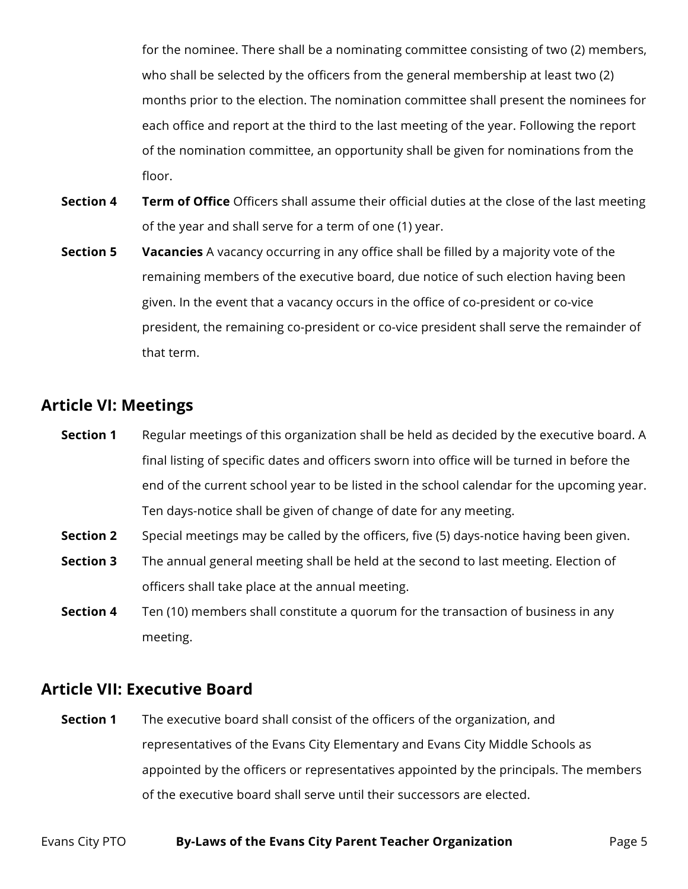for the nominee. There shall be a nominating committee consisting of two (2) members, who shall be selected by the officers from the general membership at least two (2) months prior to the election. The nomination committee shall present the nominees for each office and report at the third to the last meeting of the year. Following the report of the nomination committee, an opportunity shall be given for nominations from the floor.

**Section 4** **Term of Office** Officers shall assume their official duties at the close of the last meeting of the year and shall serve for a term of one (1) year.

**Section 5** **Vacancies** A vacancy occurring in any office shall be filled by a majority vote of the remaining members of the executive board, due notice of such election having been given. In the event that a vacancy occurs in the office of co-president or co-vice president, the remaining co-president or co-vice president shall serve the remainder of that term.

## Article VI: Meetings

**Section 1** Regular meetings of this organization shall be held as decided by the executive board. A final listing of specific dates and officers sworn into office will be turned in before the end of the current school year to be listed in the school calendar for the upcoming year. Ten days-notice shall be given of change of date for any meeting.

**Section 2** Special meetings may be called by the officers, five (5) days-notice having been given.

**Section 3** The annual general meeting shall be held at the second to last meeting. Election of officers shall take place at the annual meeting.

**Section 4** Ten (10) members shall constitute a quorum for the transaction of business in any meeting.

## Article VII: Executive Board

**Section 1** The executive board shall consist of the officers of the organization, and representatives of the Evans City Elementary and Evans City Middle Schools as appointed by the officers or representatives appointed by the principals. The members of the executive board shall serve until their successors are elected.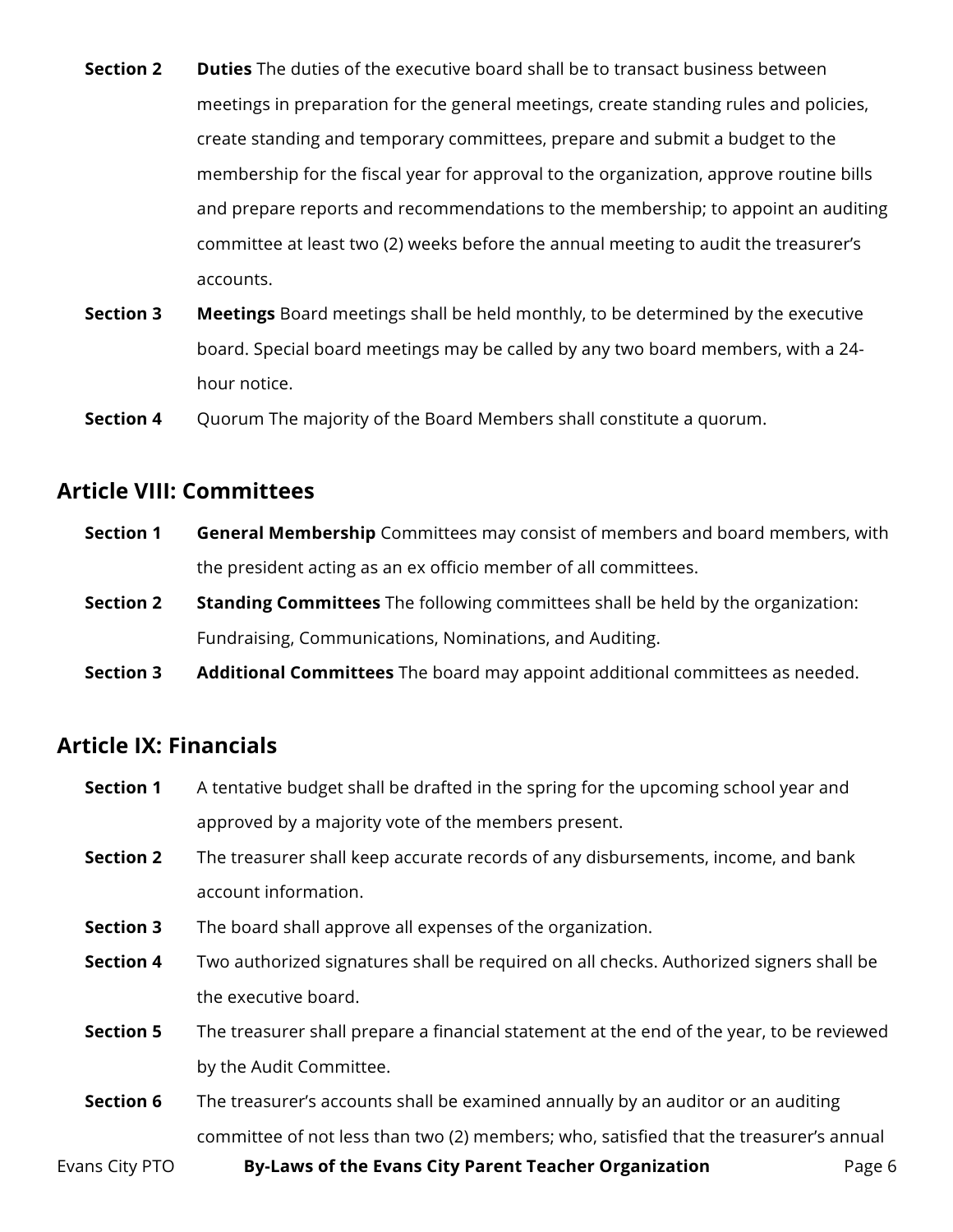**Section 2** **Duties** The duties of the executive board shall be to transact business between meetings in preparation for the general meetings, create standing rules and policies, create standing and temporary committees, prepare and submit a budget to the membership for the fiscal year for approval to the organization, approve routine bills and prepare reports and recommendations to the membership; to appoint an auditing committee at least two (2) weeks before the annual meeting to audit the treasurer's accounts.

**Section 3** **Meetings** Board meetings shall be held monthly, to be determined by the executive board. Special board meetings may be called by any two board members, with a 24-hour notice.

**Section 4** Quorum The majority of the Board Members shall constitute a quorum.

## Article VIII: Committees

**Section 1** **General Membership** Committees may consist of members and board members, with the president acting as an ex officio member of all committees.

**Section 2** **Standing Committees** The following committees shall be held by the organization: Fundraising, Communications, Nominations, and Auditing.

**Section 3** **Additional Committees** The board may appoint additional committees as needed.

## Article IX: Financials

**Section 1** A tentative budget shall be drafted in the spring for the upcoming school year and approved by a majority vote of the members present.

**Section 2** The treasurer shall keep accurate records of any disbursements, income, and bank account information.

**Section 3** The board shall approve all expenses of the organization.

**Section 4** Two authorized signatures shall be required on all checks. Authorized signers shall be the executive board.

**Section 5** The treasurer shall prepare a financial statement at the end of the year, to be reviewed by the Audit Committee.

**Section 6** The treasurer's accounts shall be examined annually by an auditor or an auditing committee of not less than two (2) members; who, satisfied that the treasurer's annual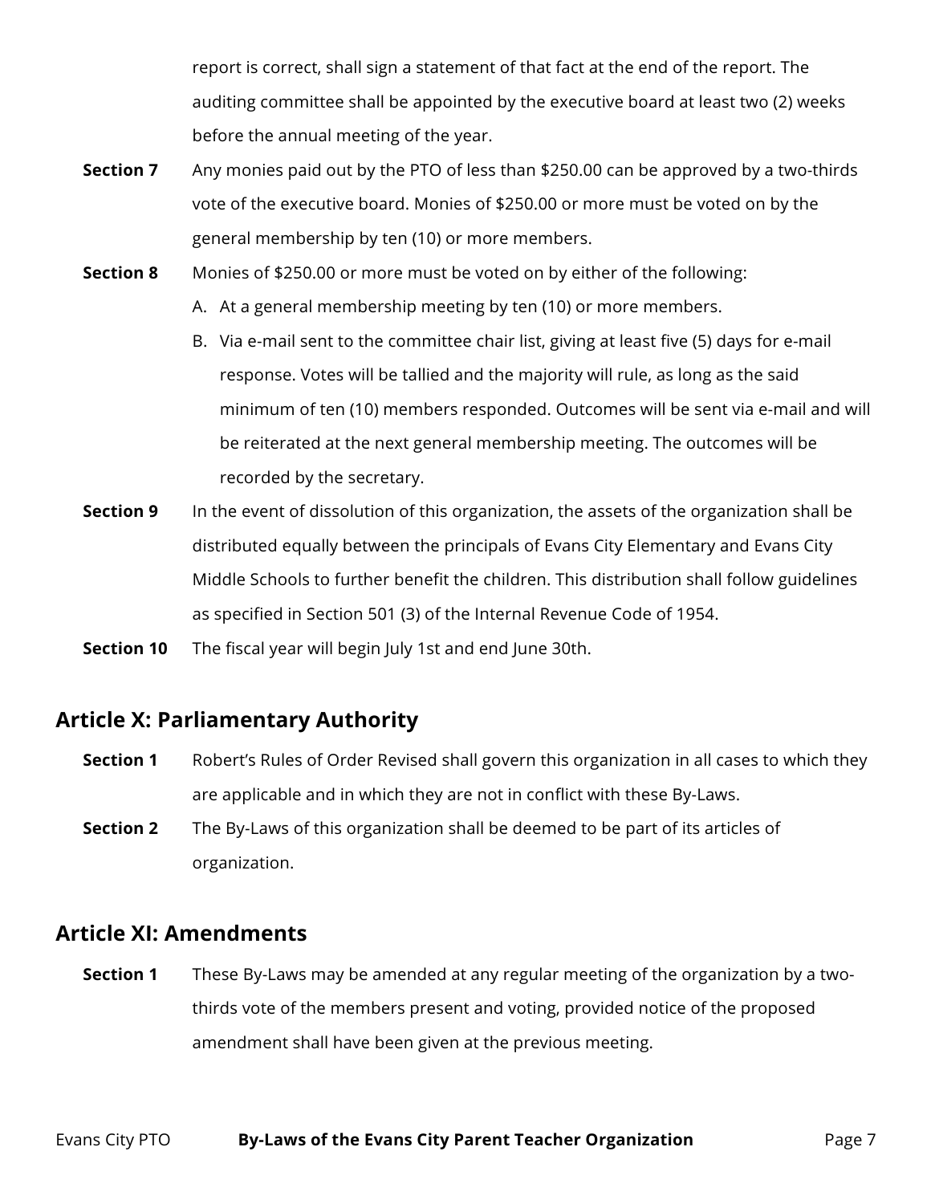report is correct, shall sign a statement of that fact at the end of the report. The auditing committee shall be appointed by the executive board at least two (2) weeks before the annual meeting of the year.

**Section 7** Any monies paid out by the PTO of less than $250.00 can be approved by a two-thirds vote of the executive board. Monies of $250.00 or more must be voted on by the general membership by ten (10) or more members.

**Section 8** Monies of $250.00 or more must be voted on by either of the following:

A. At a general membership meeting by ten (10) or more members.

B. Via e-mail sent to the committee chair list, giving at least five (5) days for e-mail response. Votes will be tallied and the majority will rule, as long as the said minimum of ten (10) members responded. Outcomes will be sent via e-mail and will be reiterated at the next general membership meeting. The outcomes will be recorded by the secretary.

**Section 9** In the event of dissolution of this organization, the assets of the organization shall be distributed equally between the principals of Evans City Elementary and Evans City Middle Schools to further benefit the children. This distribution shall follow guidelines as specified in Section 501 (3) of the Internal Revenue Code of 1954.

**Section 10** The fiscal year will begin July 1st and end June 30th.

## Article X: Parliamentary Authority

**Section 1** Robert's Rules of Order Revised shall govern this organization in all cases to which they are applicable and in which they are not in conflict with these By-Laws.

**Section 2** The By-Laws of this organization shall be deemed to be part of its articles of organization.

## Article XI: Amendments

**Section 1** These By-Laws may be amended at any regular meeting of the organization by a two-thirds vote of the members present and voting, provided notice of the proposed amendment shall have been given at the previous meeting.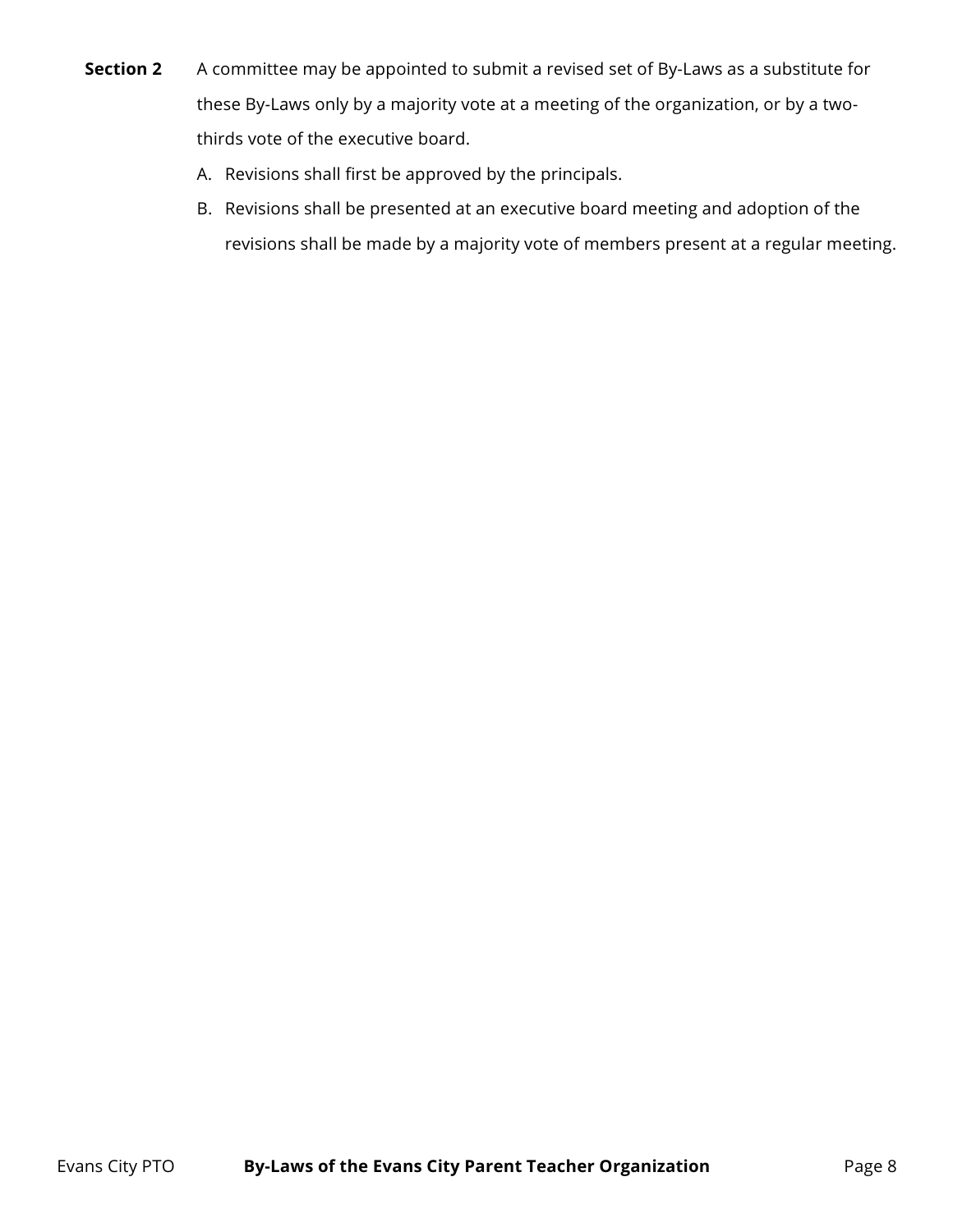**Section 2** A committee may be appointed to submit a revised set of By-Laws as a substitute for these By-Laws only by a majority vote at a meeting of the organization, or by a two-thirds vote of the executive board.

A. Revisions shall first be approved by the principals.

B. Revisions shall be presented at an executive board meeting and adoption of the revisions shall be made by a majority vote of members present at a regular meeting.